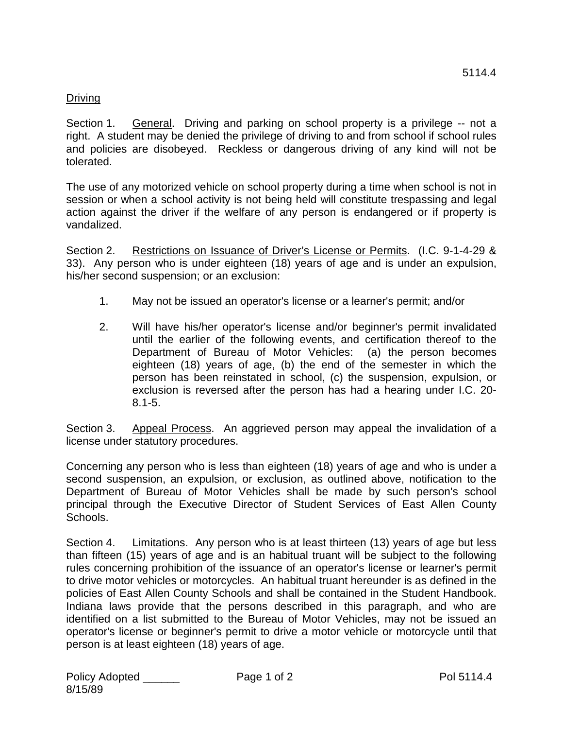5114.4

## Driving

Section 1. General. Driving and parking on school property is a privilege -- not a right. A student may be denied the privilege of driving to and from school if school rules and policies are disobeyed. Reckless or dangerous driving of any kind will not be tolerated.

The use of any motorized vehicle on school property during a time when school is not in session or when a school activity is not being held will constitute trespassing and legal action against the driver if the welfare of any person is endangered or if property is vandalized.

Section 2. Restrictions on Issuance of Driver's License or Permits. (I.C. 9-1-4-29 & 33). Any person who is under eighteen (18) years of age and is under an expulsion, his/her second suspension; or an exclusion:

1. May not be issued an operator's license or a learner's permit; and/or

2. Will have his/her operator's license and/or beginner's permit invalidated until the earlier of the following events, and certification thereof to the Department of Bureau of Motor Vehicles: (a) the person becomes eighteen (18) years of age, (b) the end of the semester in which the person has been reinstated in school, (c) the suspension, expulsion, or exclusion is reversed after the person has had a hearing under I.C. 20-8.1-5.

Section 3. Appeal Process. An aggrieved person may appeal the invalidation of a license under statutory procedures.

Concerning any person who is less than eighteen (18) years of age and who is under a second suspension, an expulsion, or exclusion, as outlined above, notification to the Department of Bureau of Motor Vehicles shall be made by such person's school principal through the Executive Director of Student Services of East Allen County Schools.

Section 4. Limitations. Any person who is at least thirteen (13) years of age but less than fifteen (15) years of age and is an habitual truant will be subject to the following rules concerning prohibition of the issuance of an operator's license or learner's permit to drive motor vehicles or motorcycles. An habitual truant hereunder is as defined in the policies of East Allen County Schools and shall be contained in the Student Handbook. Indiana laws provide that the persons described in this paragraph, and who are identified on a list submitted to the Bureau of Motor Vehicles, may not be issued an operator's license or beginner's permit to drive a motor vehicle or motorcycle until that person is at least eighteen (18) years of age.

Policy Adopted ______
8/15/89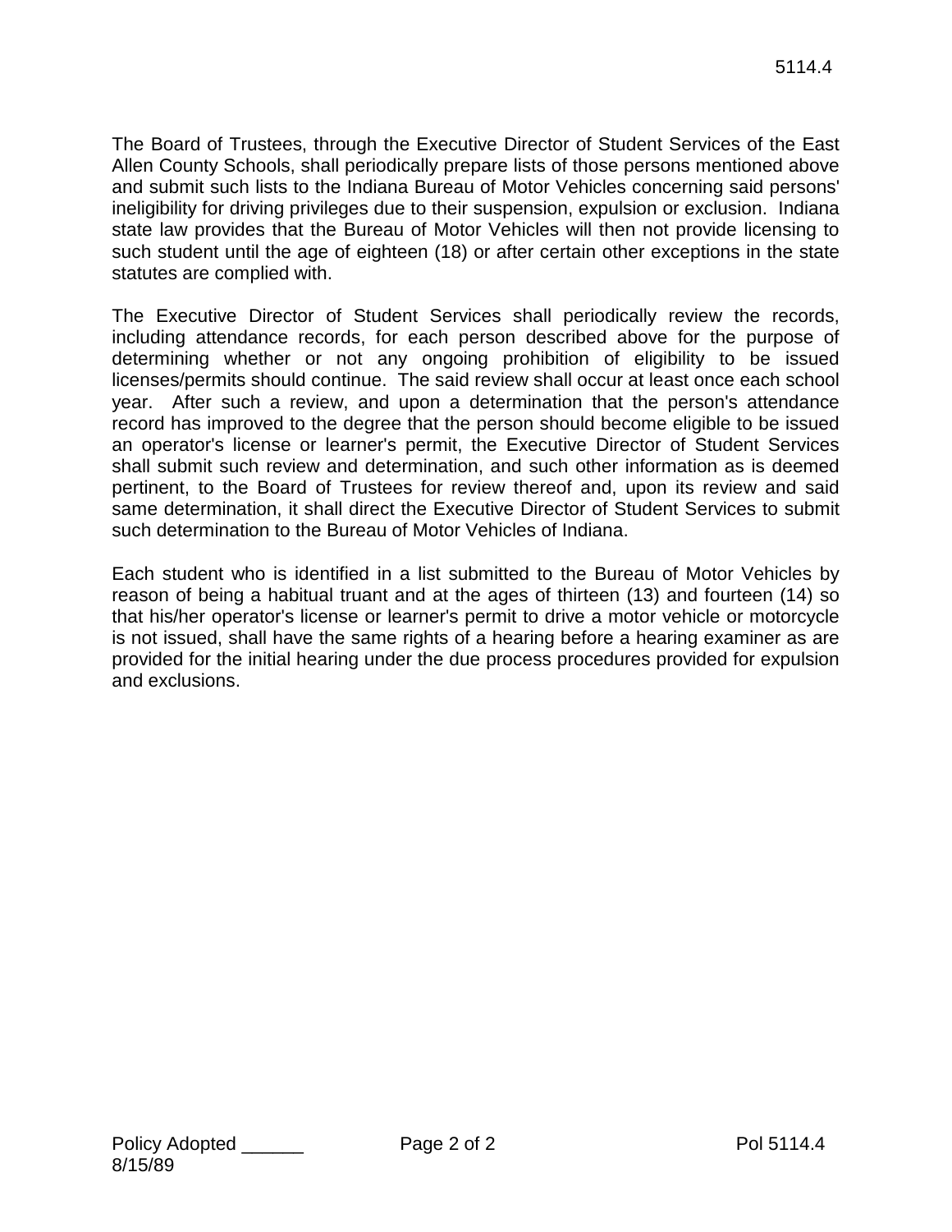The Board of Trustees, through the Executive Director of Student Services of the East Allen County Schools, shall periodically prepare lists of those persons mentioned above and submit such lists to the Indiana Bureau of Motor Vehicles concerning said persons' ineligibility for driving privileges due to their suspension, expulsion or exclusion. Indiana state law provides that the Bureau of Motor Vehicles will then not provide licensing to such student until the age of eighteen (18) or after certain other exceptions in the state statutes are complied with.

The Executive Director of Student Services shall periodically review the records, including attendance records, for each person described above for the purpose of determining whether or not any ongoing prohibition of eligibility to be issued licenses/permits should continue. The said review shall occur at least once each school year. After such a review, and upon a determination that the person's attendance record has improved to the degree that the person should become eligible to be issued an operator's license or learner's permit, the Executive Director of Student Services shall submit such review and determination, and such other information as is deemed pertinent, to the Board of Trustees for review thereof and, upon its review and said same determination, it shall direct the Executive Director of Student Services to submit such determination to the Bureau of Motor Vehicles of Indiana.

Each student who is identified in a list submitted to the Bureau of Motor Vehicles by reason of being a habitual truant and at the ages of thirteen (13) and fourteen (14) so that his/her operator's license or learner's permit to drive a motor vehicle or motorcycle is not issued, shall have the same rights of a hearing before a hearing examiner as are provided for the initial hearing under the due process procedures provided for expulsion and exclusions.

Policy Adopted ______
8/15/89